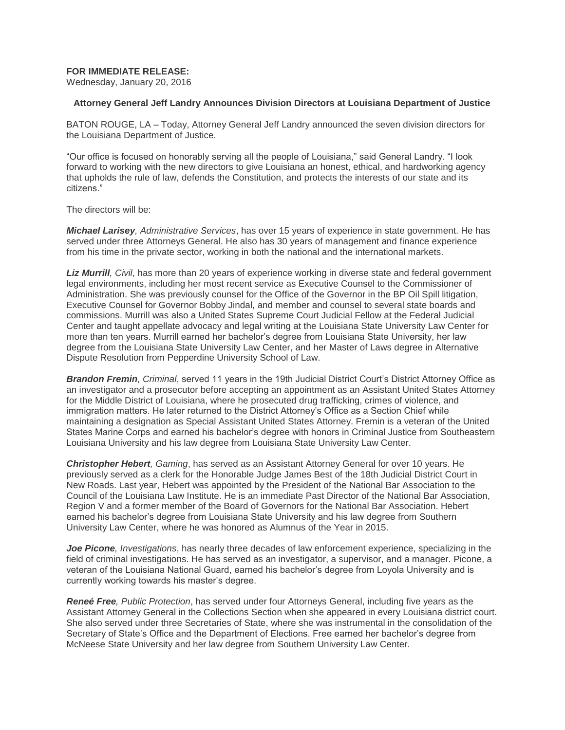**FOR IMMEDIATE RELEASE:**
Wednesday, January 20, 2016

**Attorney General Jeff Landry Announces Division Directors at Louisiana Department of Justice**

BATON ROUGE, LA – Today, Attorney General Jeff Landry announced the seven division directors for the Louisiana Department of Justice.

"Our office is focused on honorably serving all the people of Louisiana," said General Landry. "I look forward to working with the new directors to give Louisiana an honest, ethical, and hardworking agency that upholds the rule of law, defends the Constitution, and protects the interests of our state and its citizens."

The directors will be:

***Michael Larisey**, Administrative Services*, has over 15 years of experience in state government. He has served under three Attorneys General. He also has 30 years of management and finance experience from his time in the private sector, working in both the national and the international markets.

***Liz Murrill**, Civil*, has more than 20 years of experience working in diverse state and federal government legal environments, including her most recent service as Executive Counsel to the Commissioner of Administration. She was previously counsel for the Office of the Governor in the BP Oil Spill litigation, Executive Counsel for Governor Bobby Jindal, and member and counsel to several state boards and commissions. Murrill was also a United States Supreme Court Judicial Fellow at the Federal Judicial Center and taught appellate advocacy and legal writing at the Louisiana State University Law Center for more than ten years. Murrill earned her bachelor's degree from Louisiana State University, her law degree from the Louisiana State University Law Center, and her Master of Laws degree in Alternative Dispute Resolution from Pepperdine University School of Law.

***Brandon Fremin**, Criminal*, served 11 years in the 19th Judicial District Court's District Attorney Office as an investigator and a prosecutor before accepting an appointment as an Assistant United States Attorney for the Middle District of Louisiana, where he prosecuted drug trafficking, crimes of violence, and immigration matters. He later returned to the District Attorney's Office as a Section Chief while maintaining a designation as Special Assistant United States Attorney. Fremin is a veteran of the United States Marine Corps and earned his bachelor's degree with honors in Criminal Justice from Southeastern Louisiana University and his law degree from Louisiana State University Law Center.

***Christopher Hebert**, Gaming*, has served as an Assistant Attorney General for over 10 years. He previously served as a clerk for the Honorable Judge James Best of the 18th Judicial District Court in New Roads. Last year, Hebert was appointed by the President of the National Bar Association to the Council of the Louisiana Law Institute. He is an immediate Past Director of the National Bar Association, Region V and a former member of the Board of Governors for the National Bar Association. Hebert earned his bachelor's degree from Louisiana State University and his law degree from Southern University Law Center, where he was honored as Alumnus of the Year in 2015.

***Joe Picone**, Investigations*, has nearly three decades of law enforcement experience, specializing in the field of criminal investigations. He has served as an investigator, a supervisor, and a manager. Picone, a veteran of the Louisiana National Guard, earned his bachelor's degree from Loyola University and is currently working towards his master's degree.

***Reneé Free**, Public Protection*, has served under four Attorneys General, including five years as the Assistant Attorney General in the Collections Section when she appeared in every Louisiana district court. She also served under three Secretaries of State, where she was instrumental in the consolidation of the Secretary of State's Office and the Department of Elections. Free earned her bachelor's degree from McNeese State University and her law degree from Southern University Law Center.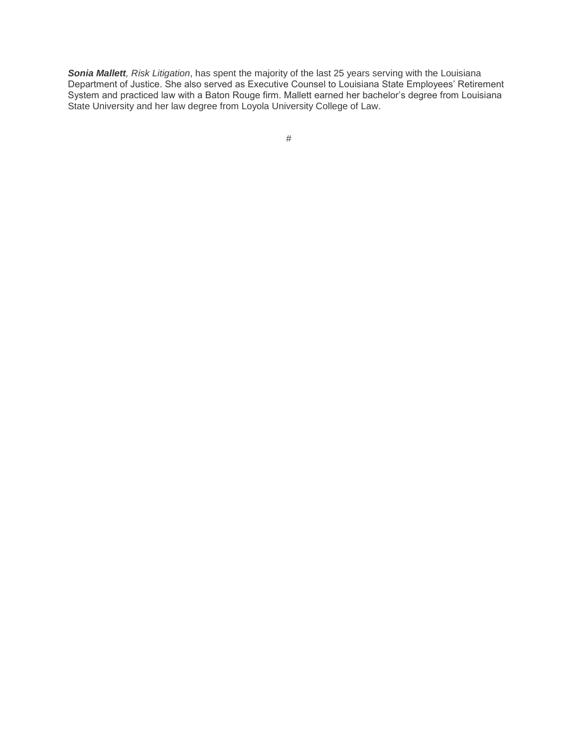***Sonia Mallett**, Risk Litigation*, has spent the majority of the last 25 years serving with the Louisiana Department of Justice. She also served as Executive Counsel to Louisiana State Employees' Retirement System and practiced law with a Baton Rouge firm. Mallett earned her bachelor's degree from Louisiana State University and her law degree from Loyola University College of Law.

#